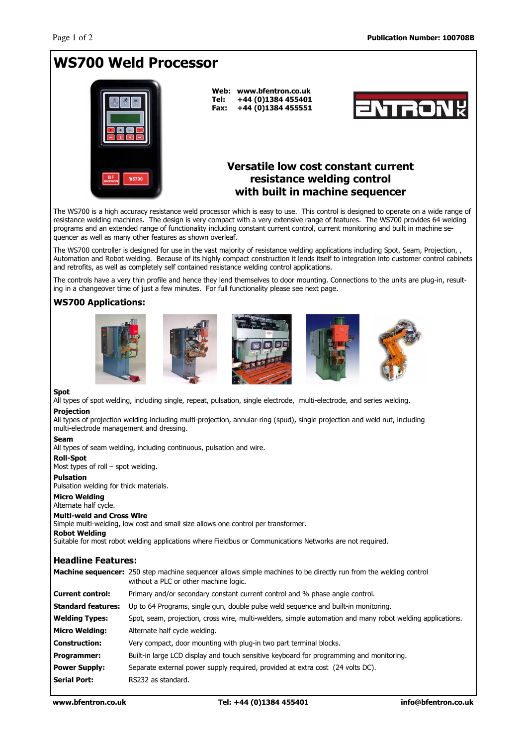# WS700 Weld Processor

**Web: www.bfentron.co.uk**
**Tel: +44 (0)1384 455401**
**Fax: +44 (0)1384 455551**

## Versatile low cost constant current resistance welding control with built in machine sequencer

The WS700 is a high accuracy resistance weld processor which is easy to use. This control is designed to operate on a wide range of resistance welding machines. The design is very compact with a very extensive range of features. The WS700 provides 64 welding programs and an extended range of functionality including constant current control, current monitoring and built in machine sequencer as well as many other features as shown overleaf.

The WS700 controller is designed for use in the vast majority of resistance welding applications including Spot, Seam, Projection, , Automation and Robot welding. Because of its highly compact construction it lends itself to integration into customer control cabinets and retrofits, as well as completely self contained resistance welding control applications.

The controls have a very thin profile and hence they lend themselves to door mounting. Connections to the units are plug-in, resulting in a changeover time of just a few minutes. For full functionality please see next page.

## WS700 Applications:

**Spot**
All types of spot welding, including single, repeat, pulsation, single electrode, multi-electrode, and series welding.

**Projection**
All types of projection welding including multi-projection, annular-ring (spud), single projection and weld nut, including multi-electrode management and dressing.

**Seam**
All types of seam welding, including continuous, pulsation and wire.

**Roll-Spot**
Most types of roll – spot welding.

**Pulsation**
Pulsation welding for thick materials.

**Micro Welding**
Alternate half cycle.

**Multi-weld and Cross Wire**
Simple multi-welding, low cost and small size allows one control per transformer.

**Robot Welding**
Suitable for most robot welding applications where Fieldbus or Communications Networks are not required.

## Headline Features:

| | |
|---|---|
| **Machine sequencer:** | 250 step machine sequencer allows simple machines to be directly run from the welding control without a PLC or other machine logic. |
| **Current control:** | Primary and/or secondary constant current control and % phase angle control. |
| **Standard features:** | Up to 64 Programs, single gun, double pulse weld sequence and built-in monitoring. |
| **Welding Types:** | Spot, seam, projection, cross wire, multi-welders, simple automation and many robot welding applications. |
| **Micro Welding:** | Alternate half cycle. |
| **Construction:** | Very compact, door mounting with plug-in two part terminal blocks. |
| **Programmer:** | Built-in large LCD display and touch sensitive keyboard for programming and monitoring. |
| **Power Supply:** | Separate external power supply required, provided at extra cost (24 volts DC). |
| **Serial Port:** | RS232 as standard. |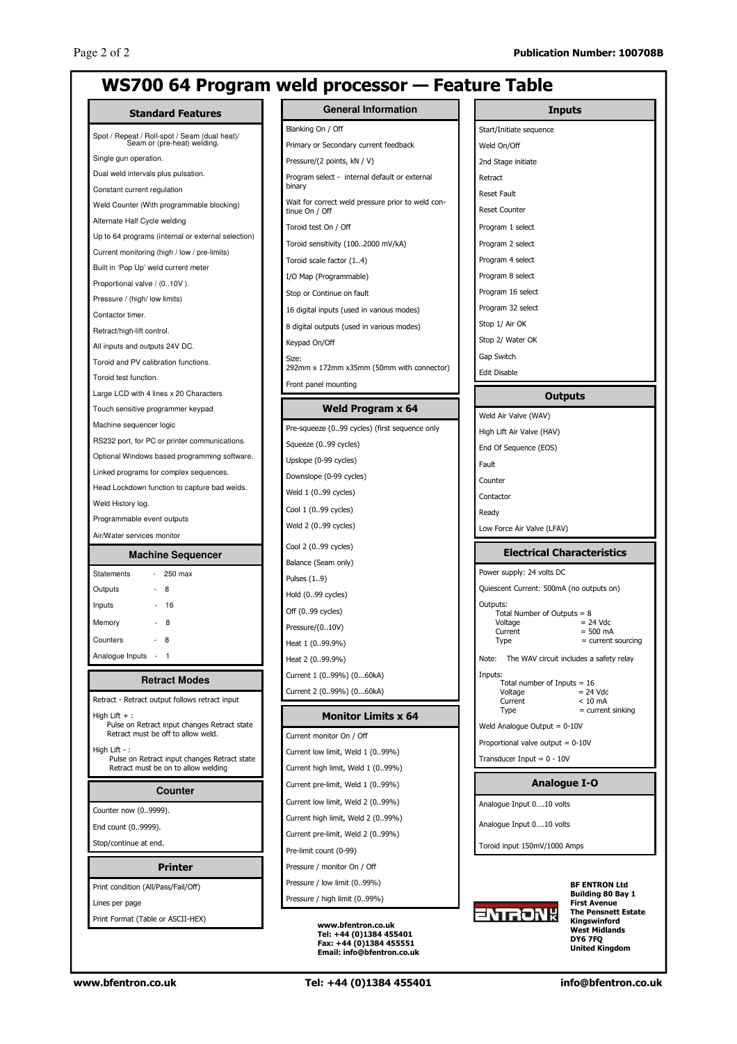# WS700 64 Program weld processor — Feature Table

## Standard Features

Spot / Repeat / Roll-spot / Seam (dual heat)/ Seam or (pre-heat) welding.

Single gun operation.

Dual weld intervals plus pulsation.

Constant current regulation

Weld Counter (With programmable blocking)

Alternate Half Cycle welding

Up to 64 programs (internal or external selection)

Current monitoring (high / low / pre-limits)

Built in 'Pop Up' weld current meter

Proportional valve / (0..10V ).

Pressure / (high/ low limits)

Contactor timer.

Retract/high-lift control.

All inputs and outputs 24V DC.

Toroid and PV calibration functions.

Toroid test function.

Large LCD with 4 lines x 20 Characters

Touch sensitive programmer keypad

Machine sequencer logic

RS232 port, for PC or printer communications.

Optional Windows based programming software.

Linked programs for complex sequences.

Head Lockdown function to capture bad welds.

Weld History log.

Programmable event outputs

Air/Water services monitor

## Machine Sequencer

| | |
|---|---|
| Statements | - 250 max |
| Outputs | - 8 |
| Inputs | - 16 |
| Memory | - 8 |
| Counters | - 8 |
| Analogue Inputs | - 1 |

## Retract Modes

Retract - Retract output follows retract input

High Lift + :
Pulse on Retract input changes Retract state
Retract must be off to allow weld.

High Lift - :
Pulse on Retract input changes Retract state
Retract must be on to allow welding

## Counter

Counter now (0..9999).

End count (0..9999).

Stop/continue at end.

## Printer

Print condition (All/Pass/Fail/Off)

Lines per page

Print Format (Table or ASCII-HEX)

## General Information

Blanking On / Off

Primary or Secondary current feedback

Pressure/(2 points, kN / V)

Program select - internal default or external binary

Wait for correct weld pressure prior to weld continue On / Off

Toroid test On / Off

Toroid sensitivity (100..2000 mV/kA)

Toroid scale factor (1..4)

I/O Map (Programmable)

Stop or Continue on fault

16 digital inputs (used in various modes)

8 digital outputs (used in various modes)

Keypad On/Off

Size:
292mm x 172mm x35mm (50mm with connector)

Front panel mounting

## Weld Program x 64

Pre-squeeze (0..99 cycles) (first sequence only

Squeeze (0..99 cycles)

Upslope (0-99 cycles)

Downslope (0-99 cycles)

Weld 1 (0..99 cycles)

Cool 1 (0..99 cycles)

Weld 2 (0..99 cycles)

Cool 2 (0..99 cycles)

Balance (Seam only)

Pulses (1..9)

Hold (0..99 cycles)

Off (0..99 cycles)

Pressure/(0..10V)

Heat 1 (0..99.9%)

Heat 2 (0..99.9%)

Current 1 (0..99%) (0...60kA)

Current 2 (0..99%) (0...60kA)

## Monitor Limits x 64

Current monitor On / Off

Current low limit, Weld 1 (0..99%)

Current high limit, Weld 1 (0..99%)

Current pre-limit, Weld 1 (0..99%)

Current low limit, Weld 2 (0..99%)

Current high limit, Weld 2 (0..99%)

Current pre-limit, Weld 2 (0..99%)

Pre-limit count (0-99)

Pressure / monitor On / Off

Pressure / low limit (0..99%)

Pressure / high limit (0..99%)

**www.bfentron.co.uk**
**Tel: +44 (0)1384 455401**
**Fax: +44 (0)1384 455551**
**Email: info@bfentron.co.uk**

## Inputs

Start/Initiate sequence

Weld On/Off

2nd Stage initiate

Retract

Reset Fault

Reset Counter

Program 1 select

Program 2 select

Program 4 select

Program 8 select

Program 16 select

Program 32 select

Stop 1/ Air OK

Stop 2/ Water OK

Gap Switch

Edit Disable

## Outputs

Weld Air Valve (WAV)

High Lift Air Valve (HAV)

End Of Sequence (EOS)

Fault

Counter

Contactor

Ready

Low Force Air Valve (LFAV)

## Electrical Characteristics

Power supply: 24 volts DC

Quiescent Current: 500mA (no outputs on)

Outputs:
Total Number of Outputs = 8
Voltage = 24 Vdc
Current = 500 mA
Type = current sourcing

Note: The WAV circuit includes a safety relay

Inputs:
Total number of Inputs = 16
Voltage = 24 Vdc
Current < 10 mA
Type = current sinking

Weld Analogue Output = 0-10V

Proportional valve output = 0-10V

Transducer Input = 0 - 10V

## Analogue I-O

Analogue Input 0….10 volts

Analogue Input 0….10 volts

Toroid input 150mV/1000 Amps

ENTRON UK

**BF ENTRON Ltd**
**Building 80 Bay 1**
**First Avenue**
**The Pensnett Estate**
**Kingswinford**
**West Midlands**
**DY6 7FQ**
**United Kingdom**